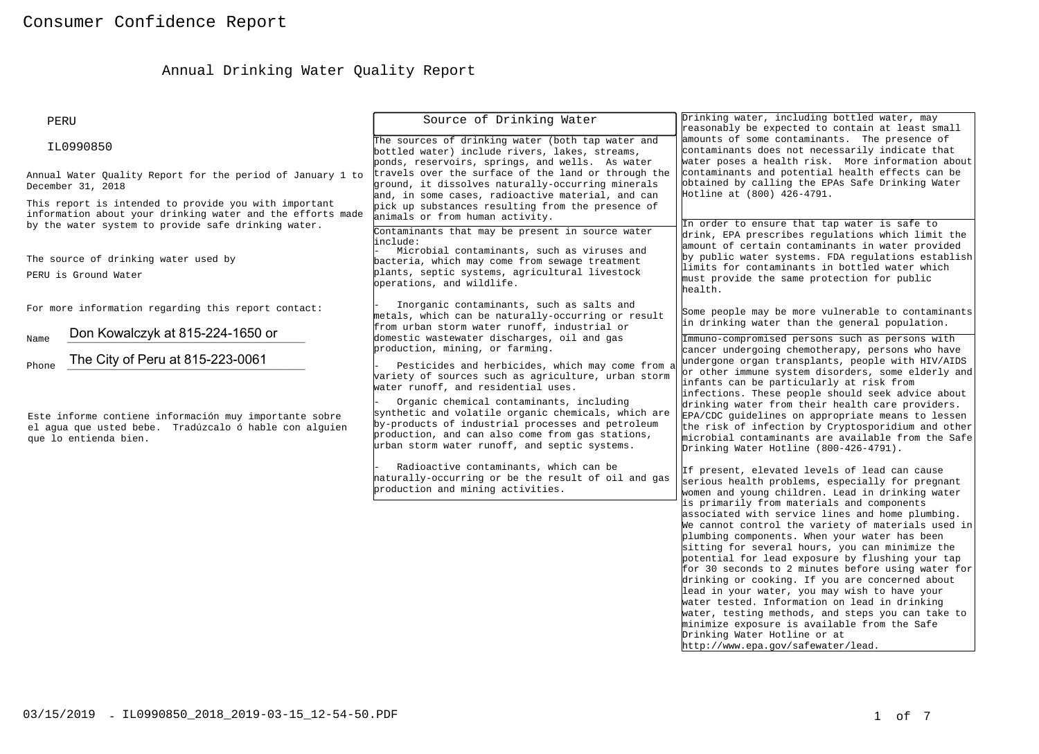# Consumer Confidence Report

## Annual Drinking Water Quality Report

PERU

IL0990850

Annual Water Quality Report for the period of January 1 to December 31, 2018

This report is intended to provide you with important information about your drinking water and the efforts made by the water system to provide safe drinking water.

The source of drinking water used by PERU is Ground Water

For more information regarding this report contact:

Name Don Kowalczyk at 815-224-1650 or

Phone The City of Peru at 815-223-0061

Este informe contiene información muy importante sobre el agua que usted bebe. Tradúzcalo ó hable con alguien que lo entienda bien.

### Source of Drinking Water

The sources of drinking water (both tap water and bottled water) include rivers, lakes, streams, ponds, reservoirs, springs, and wells. As water travels over the surface of the land or through the ground, it dissolves naturally-occurring minerals and, in some cases, radioactive material, and can pick up substances resulting from the presence of animals or from human activity.

Contaminants that may be present in source water include:

- Microbial contaminants, such as viruses and bacteria, which may come from sewage treatment plants, septic systems, agricultural livestock operations, and wildlife.
- Inorganic contaminants, such as salts and metals, which can be naturally-occurring or result from urban storm water runoff, industrial or domestic wastewater discharges, oil and gas production, mining, or farming.
- Pesticides and herbicides, which may come from a variety of sources such as agriculture, urban storm water runoff, and residential uses.
- Organic chemical contaminants, including synthetic and volatile organic chemicals, which are by-products of industrial processes and petroleum production, and can also come from gas stations, urban storm water runoff, and septic systems.
- Radioactive contaminants, which can be naturally-occurring or be the result of oil and gas production and mining activities.

Drinking water, including bottled water, may reasonably be expected to contain at least small amounts of some contaminants. The presence of contaminants does not necessarily indicate that water poses a health risk. More information about contaminants and potential health effects can be obtained by calling the EPAs Safe Drinking Water Hotline at (800) 426-4791.

In order to ensure that tap water is safe to drink, EPA prescribes regulations which limit the amount of certain contaminants in water provided by public water systems. FDA regulations establish limits for contaminants in bottled water which must provide the same protection for public health.

Some people may be more vulnerable to contaminants in drinking water than the general population.

Immuno-compromised persons such as persons with cancer undergoing chemotherapy, persons who have undergone organ transplants, people with HIV/AIDS or other immune system disorders, some elderly and infants can be particularly at risk from infections. These people should seek advice about drinking water from their health care providers. EPA/CDC guidelines on appropriate means to lessen the risk of infection by Cryptosporidium and other microbial contaminants are available from the Safe Drinking Water Hotline (800-426-4791).

If present, elevated levels of lead can cause serious health problems, especially for pregnant women and young children. Lead in drinking water is primarily from materials and components associated with service lines and home plumbing. We cannot control the variety of materials used in plumbing components. When your water has been sitting for several hours, you can minimize the potential for lead exposure by flushing your tap for 30 seconds to 2 minutes before using water for drinking or cooking. If you are concerned about lead in your water, you may wish to have your water tested. Information on lead in drinking water, testing methods, and steps you can take to minimize exposure is available from the Safe Drinking Water Hotline or at http://www.epa.gov/safewater/lead.

03/15/2019 - IL0990850_2018_2019-03-15_12-54-50.PDF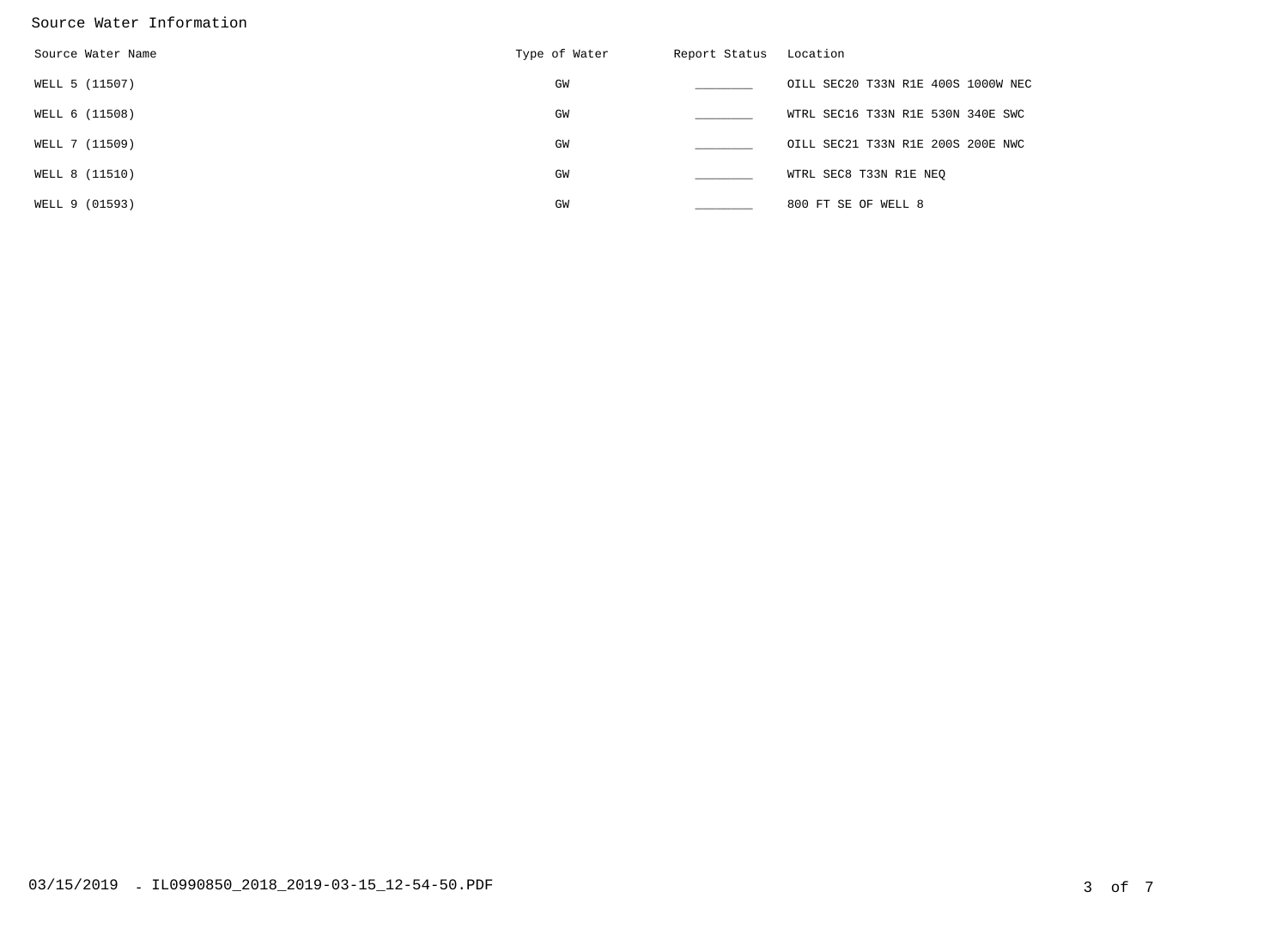Source Water Information

| Source Water Name | Type of Water | Report Status | Location |
|---|---|---|---|
| WELL 5 (11507) | GW | ________ | OILL SEC20 T33N R1E 400S 1000W NEC |
| WELL 6 (11508) | GW | ________ | WTRL SEC16 T33N R1E 530N 340E SWC |
| WELL 7 (11509) | GW | ________ | OILL SEC21 T33N R1E 200S 200E NWC |
| WELL 8 (11510) | GW | ________ | WTRL SEC8 T33N R1E NEQ |
| WELL 9 (01593) | GW | ________ | 800 FT SE OF WELL 8 |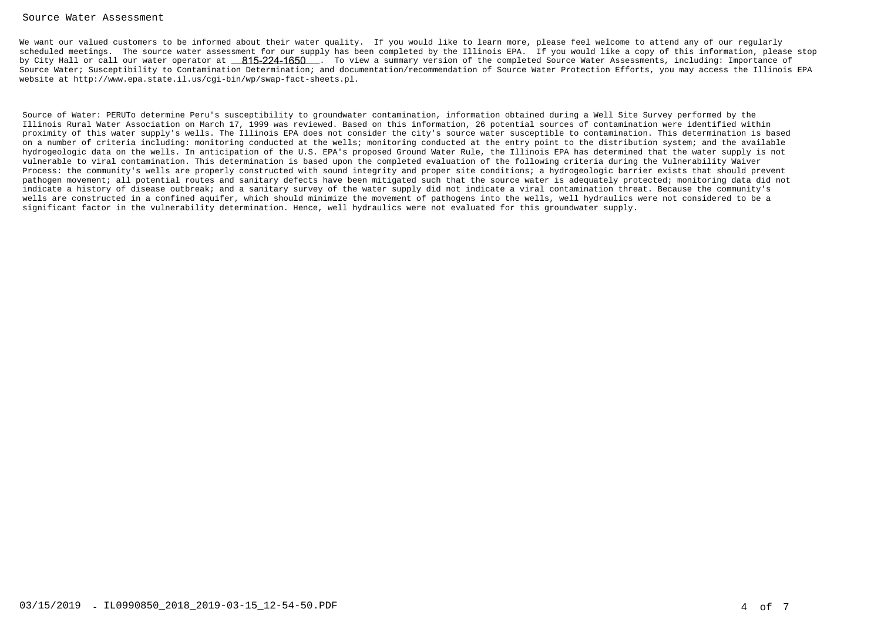## Source Water Assessment

We want our valued customers to be informed about their water quality. If you would like to learn more, please feel welcome to attend any of our regularly scheduled meetings. The source water assessment for our supply has been completed by the Illinois EPA. If you would like a copy of this information, please stop by City Hall or call our water operator at 815-224-1650. To view a summary version of the completed Source Water Assessments, including: Importance of Source Water; Susceptibility to Contamination Determination; and documentation/recommendation of Source Water Protection Efforts, you may access the Illinois EPA website at http://www.epa.state.il.us/cgi-bin/wp/swap-fact-sheets.pl.

Source of Water: PERUTo determine Peru's susceptibility to groundwater contamination, information obtained during a Well Site Survey performed by the Illinois Rural Water Association on March 17, 1999 was reviewed. Based on this information, 26 potential sources of contamination were identified within proximity of this water supply's wells. The Illinois EPA does not consider the city's source water susceptible to contamination. This determination is based on a number of criteria including: monitoring conducted at the wells; monitoring conducted at the entry point to the distribution system; and the available hydrogeologic data on the wells. In anticipation of the U.S. EPA's proposed Ground Water Rule, the Illinois EPA has determined that the water supply is not vulnerable to viral contamination. This determination is based upon the completed evaluation of the following criteria during the Vulnerability Waiver Process: the community's wells are properly constructed with sound integrity and proper site conditions; a hydrogeologic barrier exists that should prevent pathogen movement; all potential routes and sanitary defects have been mitigated such that the source water is adequately protected; monitoring data did not indicate a history of disease outbreak; and a sanitary survey of the water supply did not indicate a viral contamination threat. Because the community's wells are constructed in a confined aquifer, which should minimize the movement of pathogens into the wells, well hydraulics were not considered to be a significant factor in the vulnerability determination. Hence, well hydraulics were not evaluated for this groundwater supply.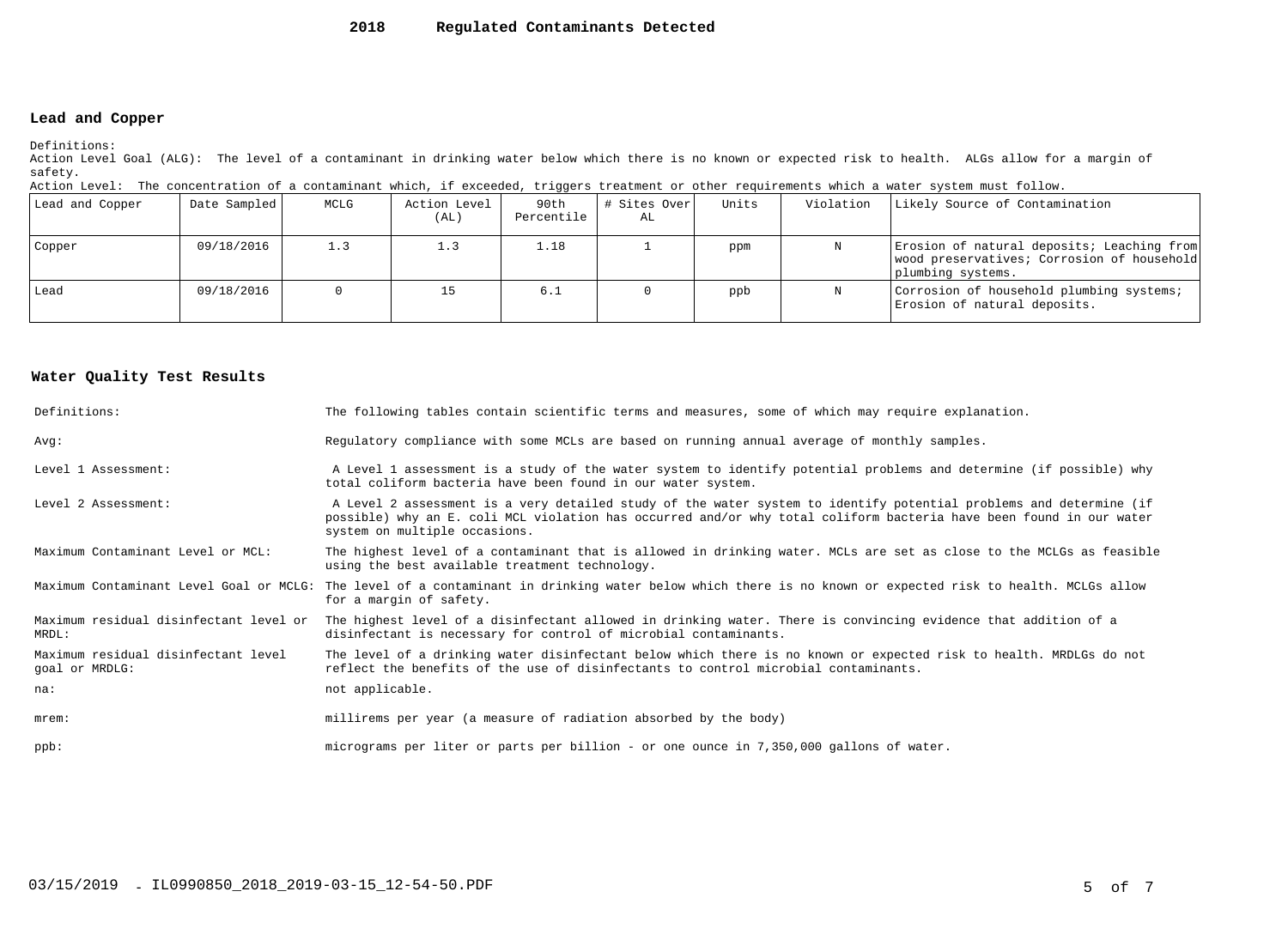# 2018 Regulated Contaminants Detected

## Lead and Copper

Definitions:

Action Level Goal (ALG): The level of a contaminant in drinking water below which there is no known or expected risk to health. ALGs allow for a margin of safety.

Action Level: The concentration of a contaminant which, if exceeded, triggers treatment or other requirements which a water system must follow.

| Lead and Copper | Date Sampled | MCLG | Action Level (AL) | 90th Percentile | # Sites Over AL | Units | Violation | Likely Source of Contamination |
|---|---|---|---|---|---|---|---|---|
| Copper | 09/18/2016 | 1.3 | 1.3 | 1.18 | 1 | ppm | N | Erosion of natural deposits; Leaching from wood preservatives; Corrosion of household plumbing systems. |
| Lead | 09/18/2016 | 0 | 15 | 6.1 | 0 | ppb | N | Corrosion of household plumbing systems; Erosion of natural deposits. |

## Water Quality Test Results

| | |
|---|---|
| Definitions: | The following tables contain scientific terms and measures, some of which may require explanation. |
| Avg: | Regulatory compliance with some MCLs are based on running annual average of monthly samples. |
| Level 1 Assessment: | A Level 1 assessment is a study of the water system to identify potential problems and determine (if possible) why total coliform bacteria have been found in our water system. |
| Level 2 Assessment: | A Level 2 assessment is a very detailed study of the water system to identify potential problems and determine (if possible) why an E. coli MCL violation has occurred and/or why total coliform bacteria have been found in our water system on multiple occasions. |
| Maximum Contaminant Level or MCL: | The highest level of a contaminant that is allowed in drinking water. MCLs are set as close to the MCLGs as feasible using the best available treatment technology. |
| Maximum Contaminant Level Goal or MCLG: | The level of a contaminant in drinking water below which there is no known or expected risk to health. MCLGs allow for a margin of safety. |
| Maximum residual disinfectant level or MRDL: | The highest level of a disinfectant allowed in drinking water. There is convincing evidence that addition of a disinfectant is necessary for control of microbial contaminants. |
| Maximum residual disinfectant level goal or MRDLG: | The level of a drinking water disinfectant below which there is no known or expected risk to health. MRDLGs do not reflect the benefits of the use of disinfectants to control microbial contaminants. |
| na: | not applicable. |
| mrem: | millirems per year (a measure of radiation absorbed by the body) |
| ppb: | micrograms per liter or parts per billion - or one ounce in 7,350,000 gallons of water. |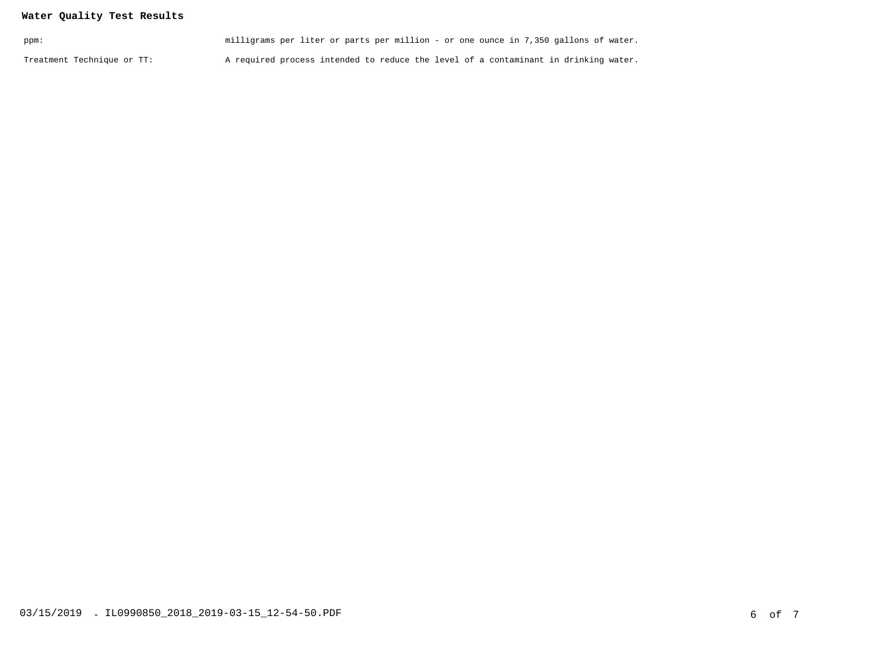**Water Quality Test Results**

| | |
|---|---|
| ppm: | milligrams per liter or parts per million - or one ounce in 7,350 gallons of water. |
| Treatment Technique or TT: | A required process intended to reduce the level of a contaminant in drinking water. |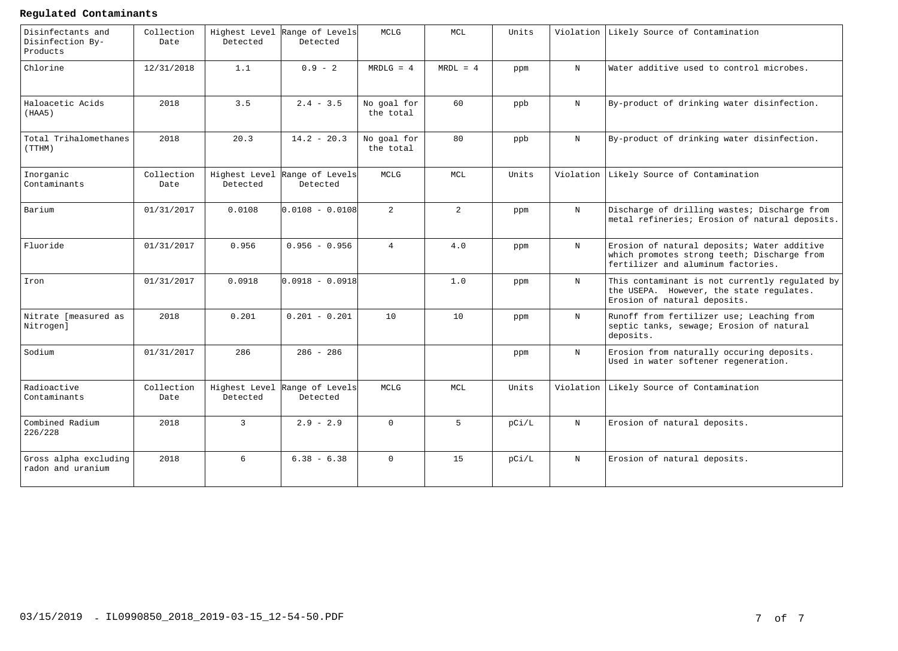**Regulated Contaminants**

| Disinfectants and Disinfection By-Products | Collection Date | Highest Level Detected | Range of Levels Detected | MCLG | MCL | Units | Violation | Likely Source of Contamination |
|---|---|---|---|---|---|---|---|---|
| Chlorine | 12/31/2018 | 1.1 | 0.9 - 2 | MRDLG = 4 | MRDL = 4 | ppm | N | Water additive used to control microbes. |
| Haloacetic Acids (HAA5) | 2018 | 3.5 | 2.4 - 3.5 | No goal for the total | 60 | ppb | N | By-product of drinking water disinfection. |
| Total Trihalomethanes (TTHM) | 2018 | 20.3 | 14.2 - 20.3 | No goal for the total | 80 | ppb | N | By-product of drinking water disinfection. |
| **Inorganic Contaminants** | **Collection Date** | **Highest Level Detected** | **Range of Levels Detected** | **MCLG** | **MCL** | **Units** | **Violation** | **Likely Source of Contamination** |
| Barium | 01/31/2017 | 0.0108 | 0.0108 - 0.0108 | 2 | 2 | ppm | N | Discharge of drilling wastes; Discharge from metal refineries; Erosion of natural deposits. |
| Fluoride | 01/31/2017 | 0.956 | 0.956 - 0.956 | 4 | 4.0 | ppm | N | Erosion of natural deposits; Water additive which promotes strong teeth; Discharge from fertilizer and aluminum factories. |
| Iron | 01/31/2017 | 0.0918 | 0.0918 - 0.0918 | | 1.0 | ppm | N | This contaminant is not currently regulated by the USEPA. However, the state regulates. Erosion of natural deposits. |
| Nitrate [measured as Nitrogen] | 2018 | 0.201 | 0.201 - 0.201 | 10 | 10 | ppm | N | Runoff from fertilizer use; Leaching from septic tanks, sewage; Erosion of natural deposits. |
| Sodium | 01/31/2017 | 286 | 286 - 286 | | | ppm | N | Erosion from naturally occuring deposits. Used in water softener regeneration. |
| **Radioactive Contaminants** | **Collection Date** | **Highest Level Detected** | **Range of Levels Detected** | **MCLG** | **MCL** | **Units** | **Violation** | **Likely Source of Contamination** |
| Combined Radium 226/228 | 2018 | 3 | 2.9 - 2.9 | 0 | 5 | pCi/L | N | Erosion of natural deposits. |
| Gross alpha excluding radon and uranium | 2018 | 6 | 6.38 - 6.38 | 0 | 15 | pCi/L | N | Erosion of natural deposits. |